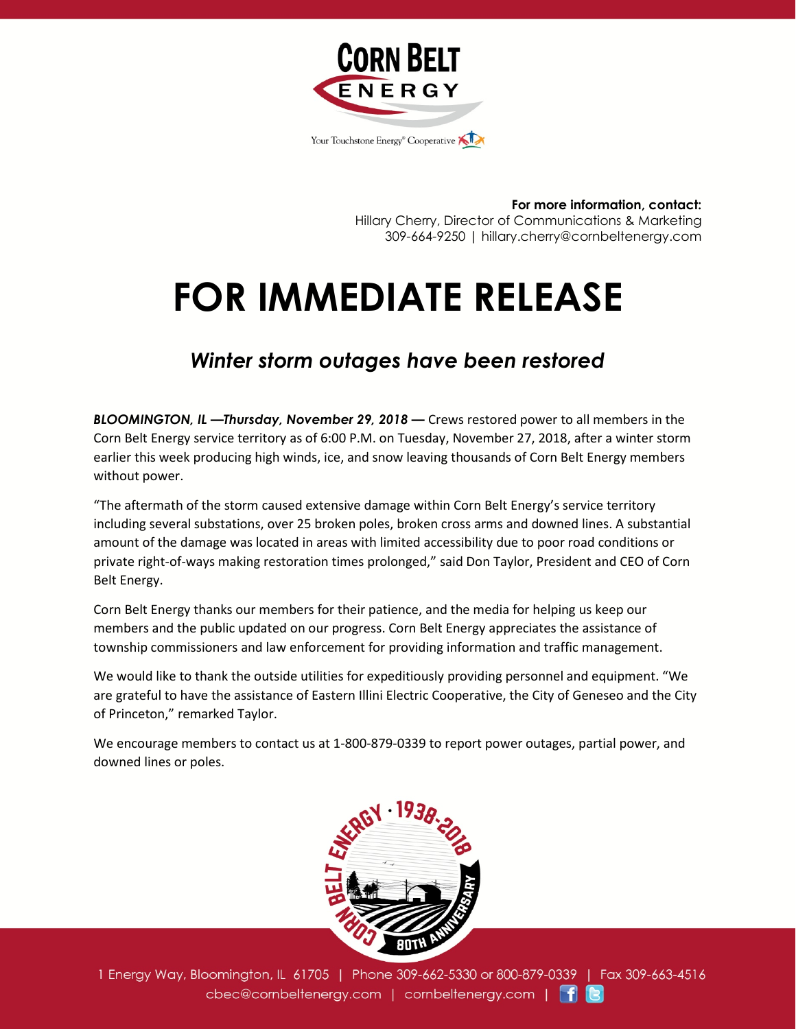**For more information, contact:**
Hillary Cherry, Director of Communications & Marketing
309-664-9250 | hillary.cherry@cornbeltenergy.com

# FOR IMMEDIATE RELEASE

## *Winter storm outages have been restored*

***BLOOMINGTON, IL —Thursday, November 29, 2018 —*** Crews restored power to all members in the Corn Belt Energy service territory as of 6:00 P.M. on Tuesday, November 27, 2018, after a winter storm earlier this week producing high winds, ice, and snow leaving thousands of Corn Belt Energy members without power.

"The aftermath of the storm caused extensive damage within Corn Belt Energy's service territory including several substations, over 25 broken poles, broken cross arms and downed lines. A substantial amount of the damage was located in areas with limited accessibility due to poor road conditions or private right-of-ways making restoration times prolonged," said Don Taylor, President and CEO of Corn Belt Energy.

Corn Belt Energy thanks our members for their patience, and the media for helping us keep our members and the public updated on our progress. Corn Belt Energy appreciates the assistance of township commissioners and law enforcement for providing information and traffic management.

We would like to thank the outside utilities for expeditiously providing personnel and equipment. "We are grateful to have the assistance of Eastern Illini Electric Cooperative, the City of Geneseo and the City of Princeton," remarked Taylor.

We encourage members to contact us at 1-800-879-0339 to report power outages, partial power, and downed lines or poles.

1 Energy Way, Bloomington, IL 61705 | Phone 309-662-5330 or 800-879-0339 | Fax 309-663-4516
cbec@cornbeltenergy.com | cornbeltenergy.com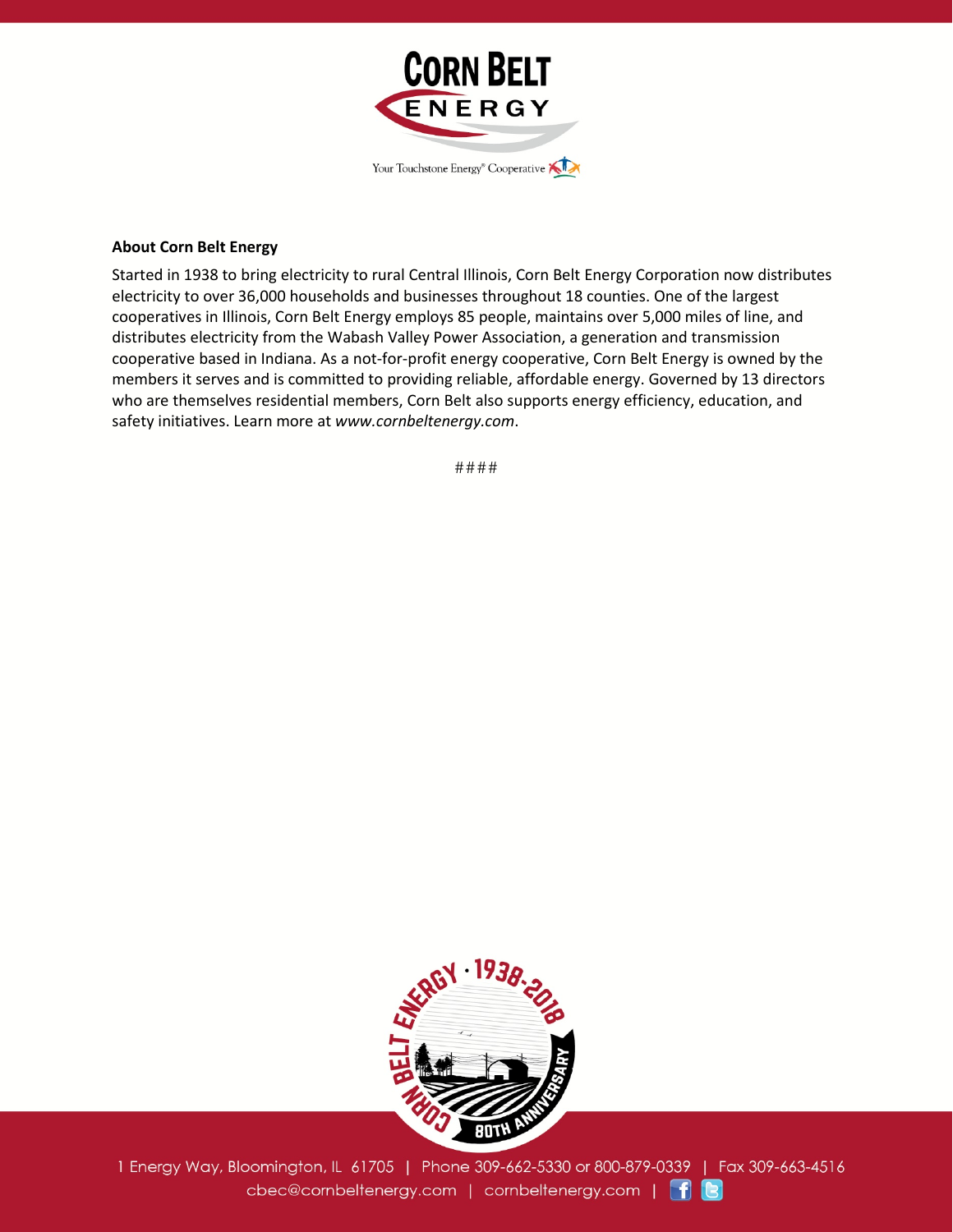**About Corn Belt Energy**

Started in 1938 to bring electricity to rural Central Illinois, Corn Belt Energy Corporation now distributes electricity to over 36,000 households and businesses throughout 18 counties. One of the largest cooperatives in Illinois, Corn Belt Energy employs 85 people, maintains over 5,000 miles of line, and distributes electricity from the Wabash Valley Power Association, a generation and transmission cooperative based in Indiana. As a not-for-profit energy cooperative, Corn Belt Energy is owned by the members it serves and is committed to providing reliable, affordable energy. Governed by 13 directors who are themselves residential members, Corn Belt also supports energy efficiency, education, and safety initiatives. Learn more at *www.cornbeltenergy.com*.

####